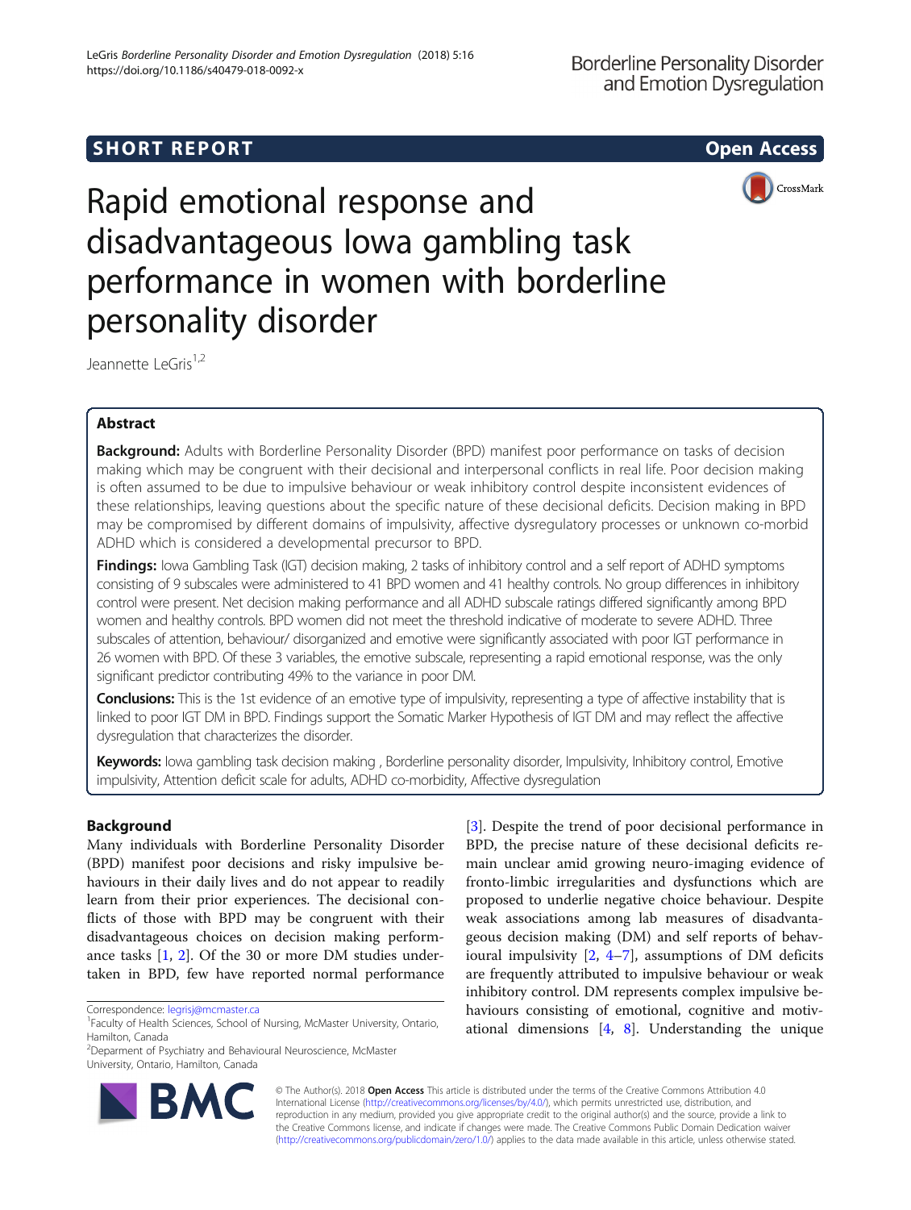SHORT REPORT

Open Access

# Rapid emotional response and disadvantageous Iowa gambling task performance in women with borderline personality disorder

Jeannette LeGris[1,2]

## Abstract

**Background:** Adults with Borderline Personality Disorder (BPD) manifest poor performance on tasks of decision making which may be congruent with their decisional and interpersonal conflicts in real life. Poor decision making is often assumed to be due to impulsive behaviour or weak inhibitory control despite inconsistent evidences of these relationships, leaving questions about the specific nature of these decisional deficits. Decision making in BPD may be compromised by different domains of impulsivity, affective dysregulatory processes or unknown co-morbid ADHD which is considered a developmental precursor to BPD.

**Findings:** Iowa Gambling Task (IGT) decision making, 2 tasks of inhibitory control and a self report of ADHD symptoms consisting of 9 subscales were administered to 41 BPD women and 41 healthy controls. No group differences in inhibitory control were present. Net decision making performance and all ADHD subscale ratings differed significantly among BPD women and healthy controls. BPD women did not meet the threshold indicative of moderate to severe ADHD. Three subscales of attention, behaviour/ disorganized and emotive were significantly associated with poor IGT performance in 26 women with BPD. Of these 3 variables, the emotive subscale, representing a rapid emotional response, was the only significant predictor contributing 49% to the variance in poor DM.

**Conclusions:** This is the 1st evidence of an emotive type of impulsivity, representing a type of affective instability that is linked to poor IGT DM in BPD. Findings support the Somatic Marker Hypothesis of IGT DM and may reflect the affective dysregulation that characterizes the disorder.

**Keywords:** Iowa gambling task decision making , Borderline personality disorder, Impulsivity, Inhibitory control, Emotive impulsivity, Attention deficit scale for adults, ADHD co-morbidity, Affective dysregulation

## Background

Many individuals with Borderline Personality Disorder (BPD) manifest poor decisions and risky impulsive behaviours in their daily lives and do not appear to readily learn from their prior experiences. The decisional conflicts of those with BPD may be congruent with their disadvantageous choices on decision making performance tasks [1, 2]. Of the 30 or more DM studies undertaken in BPD, few have reported normal performance [3]. Despite the trend of poor decisional performance in BPD, the precise nature of these decisional deficits remain unclear amid growing neuro-imaging evidence of fronto-limbic irregularities and dysfunctions which are proposed to underlie negative choice behaviour. Despite weak associations among lab measures of disadvantageous decision making (DM) and self reports of behavioural impulsivity [2, 4–7], assumptions of DM deficits are frequently attributed to impulsive behaviour or weak inhibitory control. DM represents complex impulsive behaviours consisting of emotional, cognitive and motivational dimensions [4, 8]. Understanding the unique

Correspondence: legrisj@mcmaster.ca

[1]Faculty of Health Sciences, School of Nursing, McMaster University, Ontario, Hamilton, Canada

[2]Deparment of Psychiatry and Behavioural Neuroscience, McMaster University, Ontario, Hamilton, Canada

© The Author(s). 2018 **Open Access** This article is distributed under the terms of the Creative Commons Attribution 4.0 International License (http://creativecommons.org/licenses/by/4.0/), which permits unrestricted use, distribution, and reproduction in any medium, provided you give appropriate credit to the original author(s) and the source, provide a link to the Creative Commons license, and indicate if changes were made. The Creative Commons Public Domain Dedication waiver (http://creativecommons.org/publicdomain/zero/1.0/) applies to the data made available in this article, unless otherwise stated.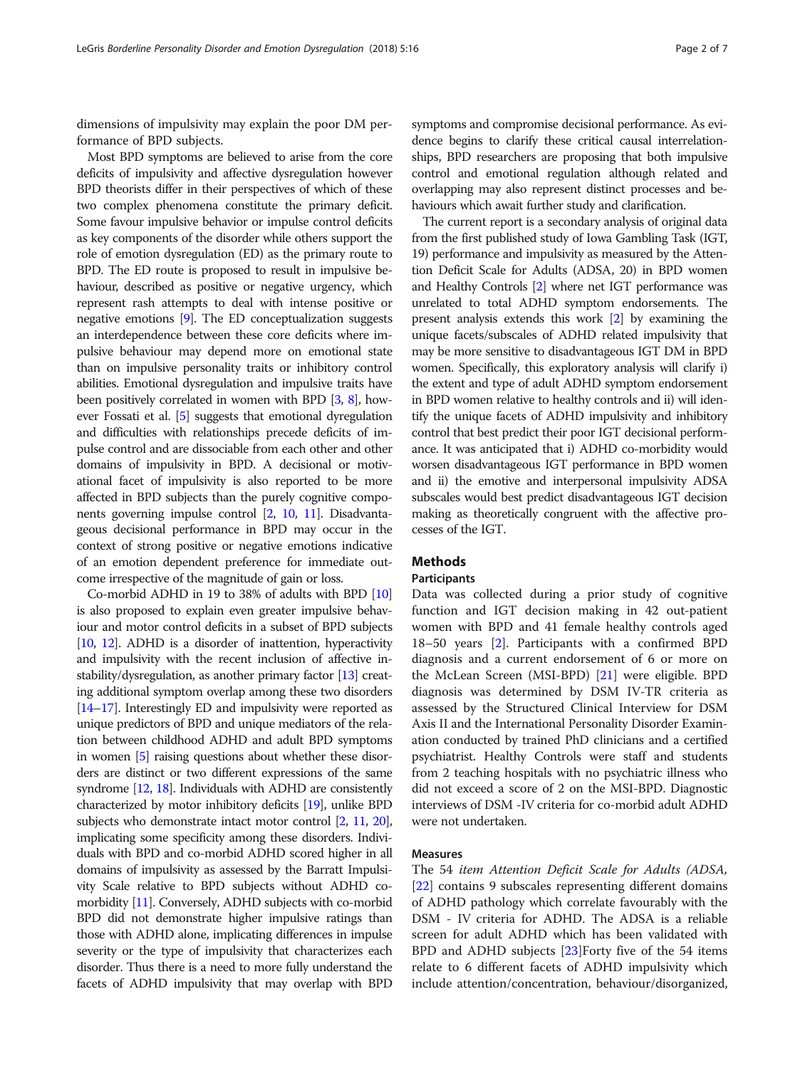dimensions of impulsivity may explain the poor DM performance of BPD subjects.

Most BPD symptoms are believed to arise from the core deficits of impulsivity and affective dysregulation however BPD theorists differ in their perspectives of which of these two complex phenomena constitute the primary deficit. Some favour impulsive behavior or impulse control deficits as key components of the disorder while others support the role of emotion dysregulation (ED) as the primary route to BPD. The ED route is proposed to result in impulsive behaviour, described as positive or negative urgency, which represent rash attempts to deal with intense positive or negative emotions [9]. The ED conceptualization suggests an interdependence between these core deficits where impulsive behaviour may depend more on emotional state than on impulsive personality traits or inhibitory control abilities. Emotional dysregulation and impulsive traits have been positively correlated in women with BPD [3, 8], however Fossati et al. [5] suggests that emotional dyregulation and difficulties with relationships precede deficits of impulse control and are dissociable from each other and other domains of impulsivity in BPD. A decisional or motivational facet of impulsivity is also reported to be more affected in BPD subjects than the purely cognitive components governing impulse control [2, 10, 11]. Disadvantageous decisional performance in BPD may occur in the context of strong positive or negative emotions indicative of an emotion dependent preference for immediate outcome irrespective of the magnitude of gain or loss.

Co-morbid ADHD in 19 to 38% of adults with BPD [10] is also proposed to explain even greater impulsive behaviour and motor control deficits in a subset of BPD subjects [10, 12]. ADHD is a disorder of attention, hyperactivity and impulsivity with the recent inclusion of affective instability/dysregulation, as another primary factor [13] creating additional symptom overlap among these two disorders [14–17]. Interestingly ED and impulsivity were reported as unique predictors of BPD and unique mediators of the relation between childhood ADHD and adult BPD symptoms in women [5] raising questions about whether these disorders are distinct or two different expressions of the same syndrome [12, 18]. Individuals with ADHD are consistently characterized by motor inhibitory deficits [19], unlike BPD subjects who demonstrate intact motor control [2, 11, 20], implicating some specificity among these disorders. Individuals with BPD and co-morbid ADHD scored higher in all domains of impulsivity as assessed by the Barratt Impulsivity Scale relative to BPD subjects without ADHD co-morbidity [11]. Conversely, ADHD subjects with co-morbid BPD did not demonstrate higher impulsive ratings than those with ADHD alone, implicating differences in impulse severity or the type of impulsivity that characterizes each disorder. Thus there is a need to more fully understand the facets of ADHD impulsivity that may overlap with BPD symptoms and compromise decisional performance. As evidence begins to clarify these critical causal interrelationships, BPD researchers are proposing that both impulsive control and emotional regulation although related and overlapping may also represent distinct processes and behaviours which await further study and clarification.

The current report is a secondary analysis of original data from the first published study of Iowa Gambling Task (IGT, 19) performance and impulsivity as measured by the Attention Deficit Scale for Adults (ADSA, 20) in BPD women and Healthy Controls [2] where net IGT performance was unrelated to total ADHD symptom endorsements. The present analysis extends this work [2] by examining the unique facets/subscales of ADHD related impulsivity that may be more sensitive to disadvantageous IGT DM in BPD women. Specifically, this exploratory analysis will clarify i) the extent and type of adult ADHD symptom endorsement in BPD women relative to healthy controls and ii) will identify the unique facets of ADHD impulsivity and inhibitory control that best predict their poor IGT decisional performance. It was anticipated that i) ADHD co-morbidity would worsen disadvantageous IGT performance in BPD women and ii) the emotive and interpersonal impulsivity ADSA subscales would best predict disadvantageous IGT decision making as theoretically congruent with the affective processes of the IGT.

## Methods

### Participants

Data was collected during a prior study of cognitive function and IGT decision making in 42 out-patient women with BPD and 41 female healthy controls aged 18–50 years [2]. Participants with a confirmed BPD diagnosis and a current endorsement of 6 or more on the McLean Screen (MSI-BPD) [21] were eligible. BPD diagnosis was determined by DSM IV-TR criteria as assessed by the Structured Clinical Interview for DSM Axis II and the International Personality Disorder Examination conducted by trained PhD clinicians and a certified psychiatrist. Healthy Controls were staff and students from 2 teaching hospitals with no psychiatric illness who did not exceed a score of 2 on the MSI-BPD. Diagnostic interviews of DSM -IV criteria for co-morbid adult ADHD were not undertaken.

### Measures

The 54 *item Attention Deficit Scale for Adults (ADSA,* [22] contains 9 subscales representing different domains of ADHD pathology which correlate favourably with the DSM - IV criteria for ADHD. The ADSA is a reliable screen for adult ADHD which has been validated with BPD and ADHD subjects [23]Forty five of the 54 items relate to 6 different facets of ADHD impulsivity which include attention/concentration, behaviour/disorganized,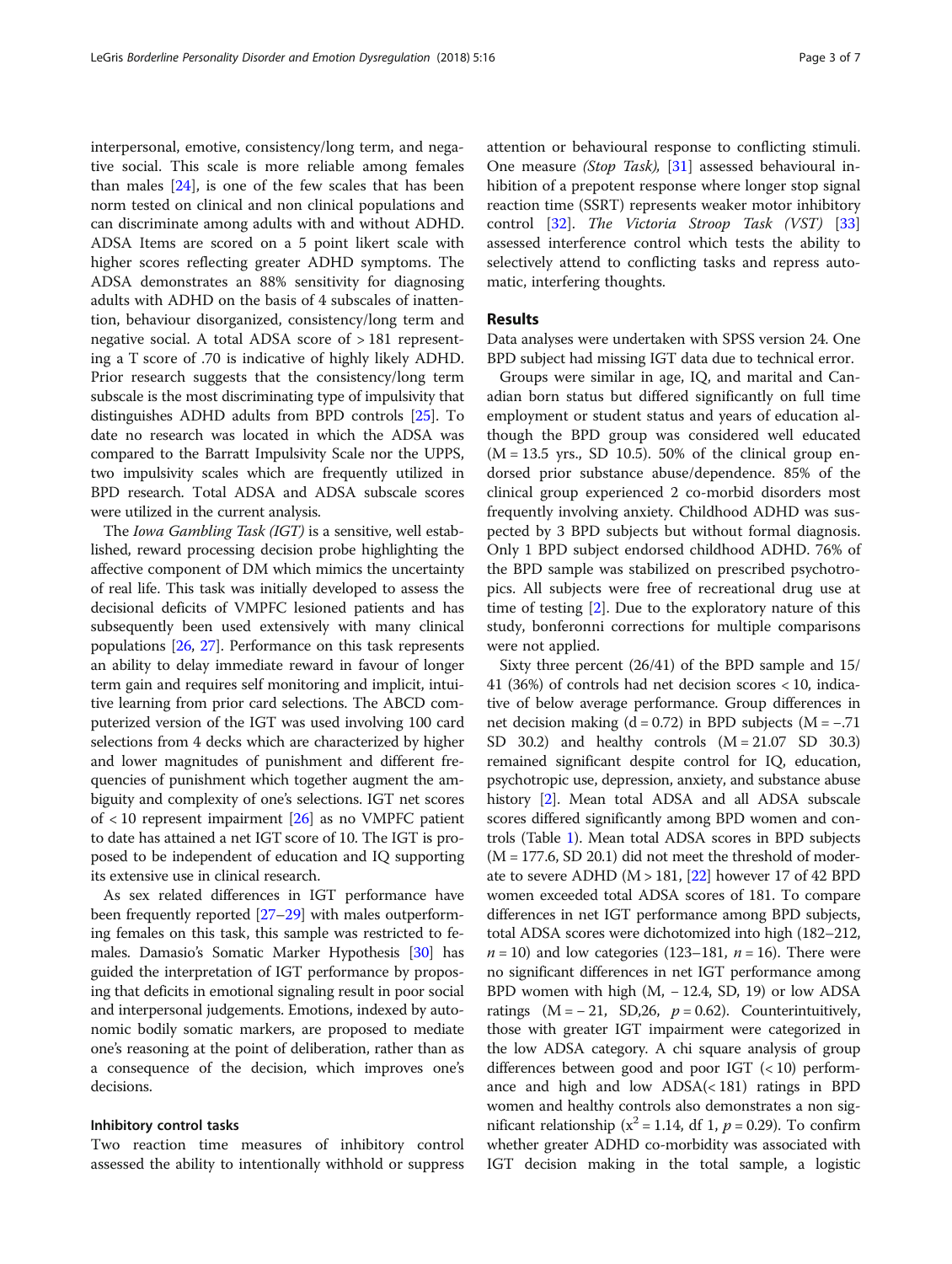interpersonal, emotive, consistency/long term, and negative social. This scale is more reliable among females than males [24], is one of the few scales that has been norm tested on clinical and non clinical populations and can discriminate among adults with and without ADHD. ADSA Items are scored on a 5 point likert scale with higher scores reflecting greater ADHD symptoms. The ADSA demonstrates an 88% sensitivity for diagnosing adults with ADHD on the basis of 4 subscales of inattention, behaviour disorganized, consistency/long term and negative social. A total ADSA score of > 181 representing a T score of .70 is indicative of highly likely ADHD. Prior research suggests that the consistency/long term subscale is the most discriminating type of impulsivity that distinguishes ADHD adults from BPD controls [25]. To date no research was located in which the ADSA was compared to the Barratt Impulsivity Scale nor the UPPS, two impulsivity scales which are frequently utilized in BPD research. Total ADSA and ADSA subscale scores were utilized in the current analysis.

The *Iowa Gambling Task (IGT)* is a sensitive, well established, reward processing decision probe highlighting the affective component of DM which mimics the uncertainty of real life. This task was initially developed to assess the decisional deficits of VMPFC lesioned patients and has subsequently been used extensively with many clinical populations [26, 27]. Performance on this task represents an ability to delay immediate reward in favour of longer term gain and requires self monitoring and implicit, intuitive learning from prior card selections. The ABCD computerized version of the IGT was used involving 100 card selections from 4 decks which are characterized by higher and lower magnitudes of punishment and different frequencies of punishment which together augment the ambiguity and complexity of one's selections. IGT net scores of < 10 represent impairment [26] as no VMPFC patient to date has attained a net IGT score of 10. The IGT is proposed to be independent of education and IQ supporting its extensive use in clinical research.

As sex related differences in IGT performance have been frequently reported [27–29] with males outperforming females on this task, this sample was restricted to females. Damasio's Somatic Marker Hypothesis [30] has guided the interpretation of IGT performance by proposing that deficits in emotional signaling result in poor social and interpersonal judgements. Emotions, indexed by autonomic bodily somatic markers, are proposed to mediate one's reasoning at the point of deliberation, rather than as a consequence of the decision, which improves one's decisions.

### Inhibitory control tasks

Two reaction time measures of inhibitory control assessed the ability to intentionally withhold or suppress attention or behavioural response to conflicting stimuli. One measure *(Stop Task),* [31] assessed behavioural inhibition of a prepotent response where longer stop signal reaction time (SSRT) represents weaker motor inhibitory control [32]. *The Victoria Stroop Task (VST)* [33] assessed interference control which tests the ability to selectively attend to conflicting tasks and repress automatic, interfering thoughts.

## Results

Data analyses were undertaken with SPSS version 24. One BPD subject had missing IGT data due to technical error.

Groups were similar in age, IQ, and marital and Canadian born status but differed significantly on full time employment or student status and years of education although the BPD group was considered well educated (M = 13.5 yrs., SD 10.5). 50% of the clinical group endorsed prior substance abuse/dependence. 85% of the clinical group experienced 2 co-morbid disorders most frequently involving anxiety. Childhood ADHD was suspected by 3 BPD subjects but without formal diagnosis. Only 1 BPD subject endorsed childhood ADHD. 76% of the BPD sample was stabilized on prescribed psychotropics. All subjects were free of recreational drug use at time of testing [2]. Due to the exploratory nature of this study, bonferonni corrections for multiple comparisons were not applied.

Sixty three percent (26/41) of the BPD sample and 15/41 (36%) of controls had net decision scores < 10, indicative of below average performance. Group differences in net decision making (d = 0.72) in BPD subjects (M = −.71 SD 30.2) and healthy controls (M = 21.07 SD 30.3) remained significant despite control for IQ, education, psychotropic use, depression, anxiety, and substance abuse history [2]. Mean total ADSA and all ADSA subscale scores differed significantly among BPD women and controls (Table 1). Mean total ADSA scores in BPD subjects (M = 177.6, SD 20.1) did not meet the threshold of moderate to severe ADHD (M > 181, [22] however 17 of 42 BPD women exceeded total ADSA scores of 181. To compare differences in net IGT performance among BPD subjects, total ADSA scores were dichotomized into high (182–212, *n* = 10) and low categories (123–181, *n* = 16). There were no significant differences in net IGT performance among BPD women with high (M, − 12.4, SD, 19) or low ADSA ratings (M = − 21, SD,26, *p* = 0.62). Counterintuitively, those with greater IGT impairment were categorized in the low ADSA category. A chi square analysis of group differences between good and poor IGT (< 10) performance and high and low ADSA(< 181) ratings in BPD women and healthy controls also demonstrates a non significant relationship ($x^2$ = 1.14, df 1, *p* = 0.29). To confirm whether greater ADHD co-morbidity was associated with IGT decision making in the total sample, a logistic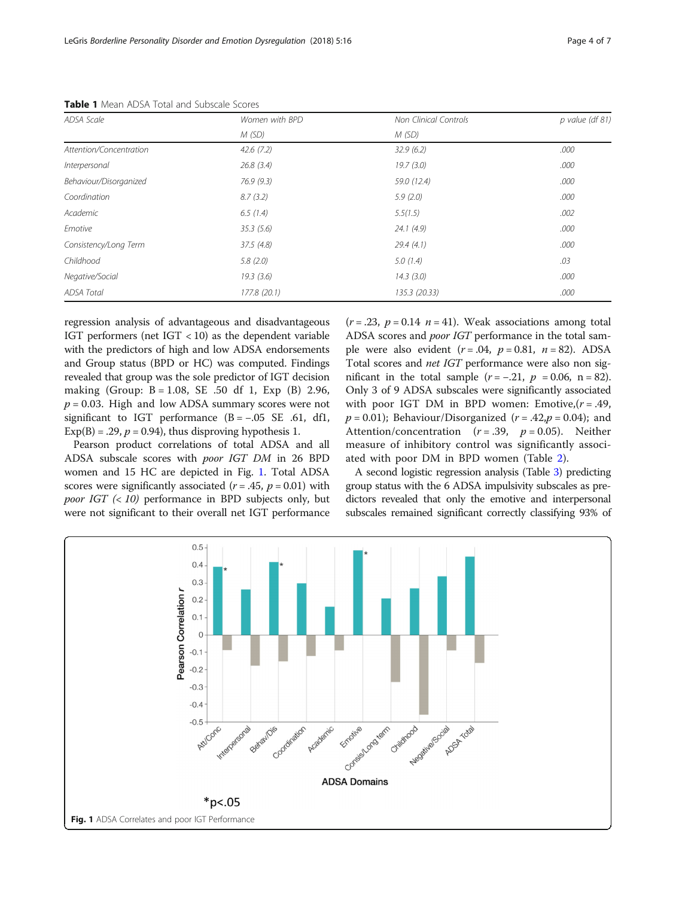**Table 1** Mean ADSA Total and Subscale Scores

| ADSA Scale | Women with BPD | Non Clinical Controls | p value (df 81) |
|---|---|---|---|
| | M (SD) | M (SD) | |
| Attention/Concentration | 42.6 (7.2) | 32.9 (6.2) | .000 |
| Interpersonal | 26.8 (3.4) | 19.7 (3.0) | .000 |
| Behaviour/Disorganized | 76.9 (9.3) | 59.0 (12.4) | .000 |
| Coordination | 8.7 (3.2) | 5.9 (2.0) | .000 |
| Academic | 6.5 (1.4) | 5.5(1.5) | .002 |
| Emotive | 35.3 (5.6) | 24.1 (4.9) | .000 |
| Consistency/Long Term | 37.5 (4.8) | 29.4 (4.1) | .000 |
| Childhood | 5.8 (2.0) | 5.0 (1.4) | .03 |
| Negative/Social | 19.3 (3.6) | 14.3 (3.0) | .000 |
| ADSA Total | 177.8 (20.1) | 135.3 (20.33) | .000 |

regression analysis of advantageous and disadvantageous IGT performers (net IGT < 10) as the dependent variable with the predictors of high and low ADSA endorsements and Group status (BPD or HC) was computed. Findings revealed that group was the sole predictor of IGT decision making (Group: B = 1.08, SE .50 df 1, Exp (B) 2.96, $p = 0.03$. High and low ADSA summary scores were not significant to IGT performance (B = −.05 SE .61, df1, Exp(B) = .29, $p = 0.94$), thus disproving hypothesis 1.

Pearson product correlations of total ADSA and all ADSA subscale scores with *poor IGT DM* in 26 BPD women and 15 HC are depicted in Fig. 1. Total ADSA scores were significantly associated ($r = .45$, $p = 0.01$) with *poor IGT (< 10)* performance in BPD subjects only, but were not significant to their overall net IGT performance ($r = .23$, $p = 0.14$ $n = 41$). Weak associations among total ADSA scores and *poor IGT* performance in the total sample were also evident ($r = .04$, $p = 0.81$, $n = 82$). ADSA Total scores and *net IGT* performance were also non significant in the total sample ($r = -.21$, $p = 0.06$, n = 82). Only 3 of 9 ADSA subscales were significantly associated with poor IGT DM in BPD women: Emotive,($r = .49$, $p = 0.01$); Behaviour/Disorganized ($r = .42$,$p = 0.04$); and Attention/concentration ($r = .39$, $p = 0.05$). Neither measure of inhibitory control was significantly associated with poor DM in BPD women (Table 2).

A second logistic regression analysis (Table 3) predicting group status with the 6 ADSA impulsivity subscales as predictors revealed that only the emotive and interpersonal subscales remained significant correctly classifying 93% of

**Fig. 1** ADSA Correlates and poor IGT Performance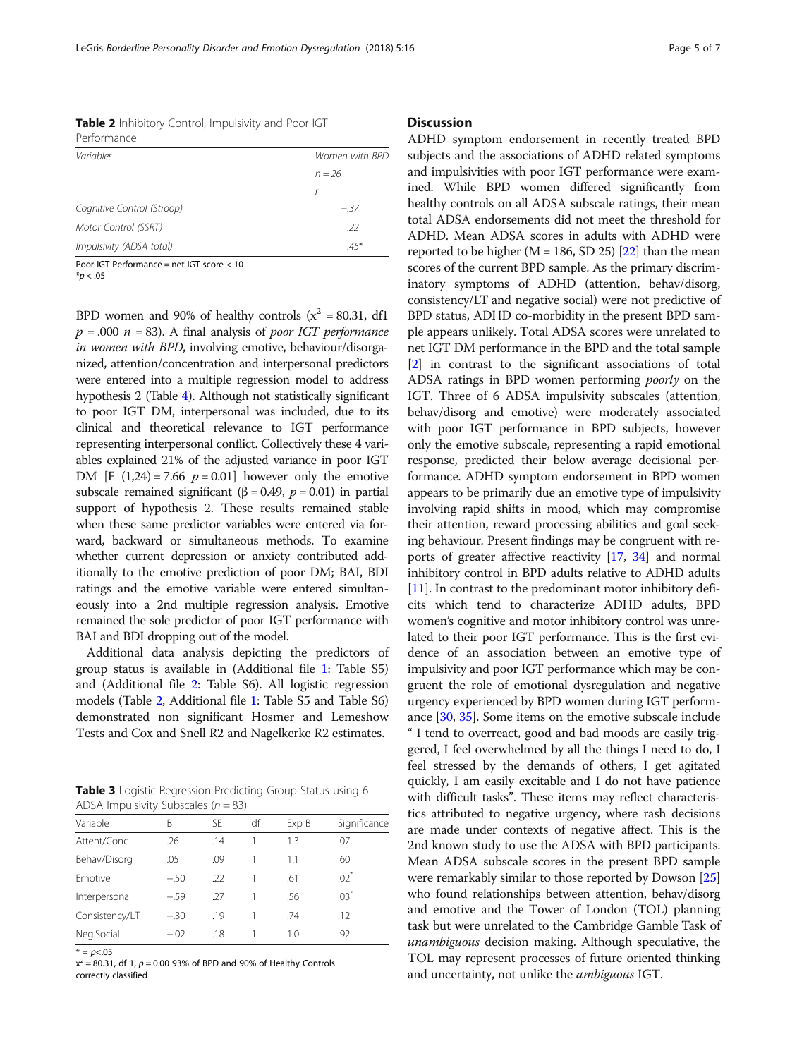**Table 2** Inhibitory Control, Impulsivity and Poor IGT Performance

| *Variables* | *Women with BPD* |
| --- | --- |
| | *n = 26* |
| | *r* |
| *Cognitive Control (Stroop)* | −.37 |
| *Motor Control (SSRT)* | .22 |
| *Impulsivity (ADSA total)* | .45* |

Poor IGT Performance = net IGT score < 10
*$p < .05$

BPD women and 90% of healthy controls ($x^2$ = 80.31, df1 $p$ = .000 $n$ = 83). A final analysis of *poor IGT performance in women with BPD*, involving emotive, behaviour/disorganized, attention/concentration and interpersonal predictors were entered into a multiple regression model to address hypothesis 2 (Table 4). Although not statistically significant to poor IGT DM, interpersonal was included, due to its clinical and theoretical relevance to IGT performance representing interpersonal conflict. Collectively these 4 variables explained 21% of the adjusted variance in poor IGT DM [F (1,24) = 7.66 $p$ = 0.01] however only the emotive subscale remained significant (β = 0.49, $p$ = 0.01) in partial support of hypothesis 2. These results remained stable when these same predictor variables were entered via forward, backward or simultaneous methods. To examine whether current depression or anxiety contributed additionally to the emotive prediction of poor DM; BAI, BDI ratings and the emotive variable were entered simultaneously into a 2nd multiple regression analysis. Emotive remained the sole predictor of poor IGT performance with BAI and BDI dropping out of the model.

Additional data analysis depicting the predictors of group status is available in (Additional file 1: Table S5) and (Additional file 2: Table S6). All logistic regression models (Table 2, Additional file 1: Table S5 and Table S6) demonstrated non significant Hosmer and Lemeshow Tests and Cox and Snell R2 and Nagelkerke R2 estimates.

**Table 3** Logistic Regression Predicting Group Status using 6 ADSA Impulsivity Subscales ($n$ = 83)

| Variable | B | SE | df | Exp B | Significance |
| --- | --- | --- | --- | --- | --- |
| Attent/Conc | .26 | .14 | 1 | 1.3 | .07 |
| Behav/Disorg | .05 | .09 | 1 | 1.1 | .60 |
| Emotive | −.50 | .22 | 1 | .61 | .02* |
| Interpersonal | −.59 | .27 | 1 | .56 | .03* |
| Consistency/LT | −.30 | .19 | 1 | .74 | .12 |
| Neg.Social | −.02 | .18 | 1 | 1.0 | .92 |

* = $p$<.05
$x^2$ = 80.31, df 1, $p$ = 0.00 93% of BPD and 90% of Healthy Controls correctly classified

## Discussion

ADHD symptom endorsement in recently treated BPD subjects and the associations of ADHD related symptoms and impulsivities with poor IGT performance were examined. While BPD women differed significantly from healthy controls on all ADSA subscale ratings, their mean total ADSA endorsements did not meet the threshold for ADHD. Mean ADSA scores in adults with ADHD were reported to be higher (M = 186, SD 25) [22] than the mean scores of the current BPD sample. As the primary discriminatory symptoms of ADHD (attention, behav/disorg, consistency/LT and negative social) were not predictive of BPD status, ADHD co-morbidity in the present BPD sample appears unlikely. Total ADSA scores were unrelated to net IGT DM performance in the BPD and the total sample [2] in contrast to the significant associations of total ADSA ratings in BPD women performing *poorly* on the IGT. Three of 6 ADSA impulsivity subscales (attention, behav/disorg and emotive) were moderately associated with poor IGT performance in BPD subjects, however only the emotive subscale, representing a rapid emotional response, predicted their below average decisional performance. ADHD symptom endorsement in BPD women appears to be primarily due an emotive type of impulsivity involving rapid shifts in mood, which may compromise their attention, reward processing abilities and goal seeking behaviour. Present findings may be congruent with reports of greater affective reactivity [17, 34] and normal inhibitory control in BPD adults relative to ADHD adults [11]. In contrast to the predominant motor inhibitory deficits which tend to characterize ADHD adults, BPD women's cognitive and motor inhibitory control was unrelated to their poor IGT performance. This is the first evidence of an association between an emotive type of impulsivity and poor IGT performance which may be congruent the role of emotional dysregulation and negative urgency experienced by BPD women during IGT performance [30, 35]. Some items on the emotive subscale include " I tend to overreact, good and bad moods are easily triggered, I feel overwhelmed by all the things I need to do, I feel stressed by the demands of others, I get agitated quickly, I am easily excitable and I do not have patience with difficult tasks". These items may reflect characteristics attributed to negative urgency, where rash decisions are made under contexts of negative affect. This is the 2nd known study to use the ADSA with BPD participants. Mean ADSA subscale scores in the present BPD sample were remarkably similar to those reported by Dowson [25] who found relationships between attention, behav/disorg and emotive and the Tower of London (TOL) planning task but were unrelated to the Cambridge Gamble Task of *unambiguous* decision making. Although speculative, the TOL may represent processes of future oriented thinking and uncertainty, not unlike the *ambiguous* IGT.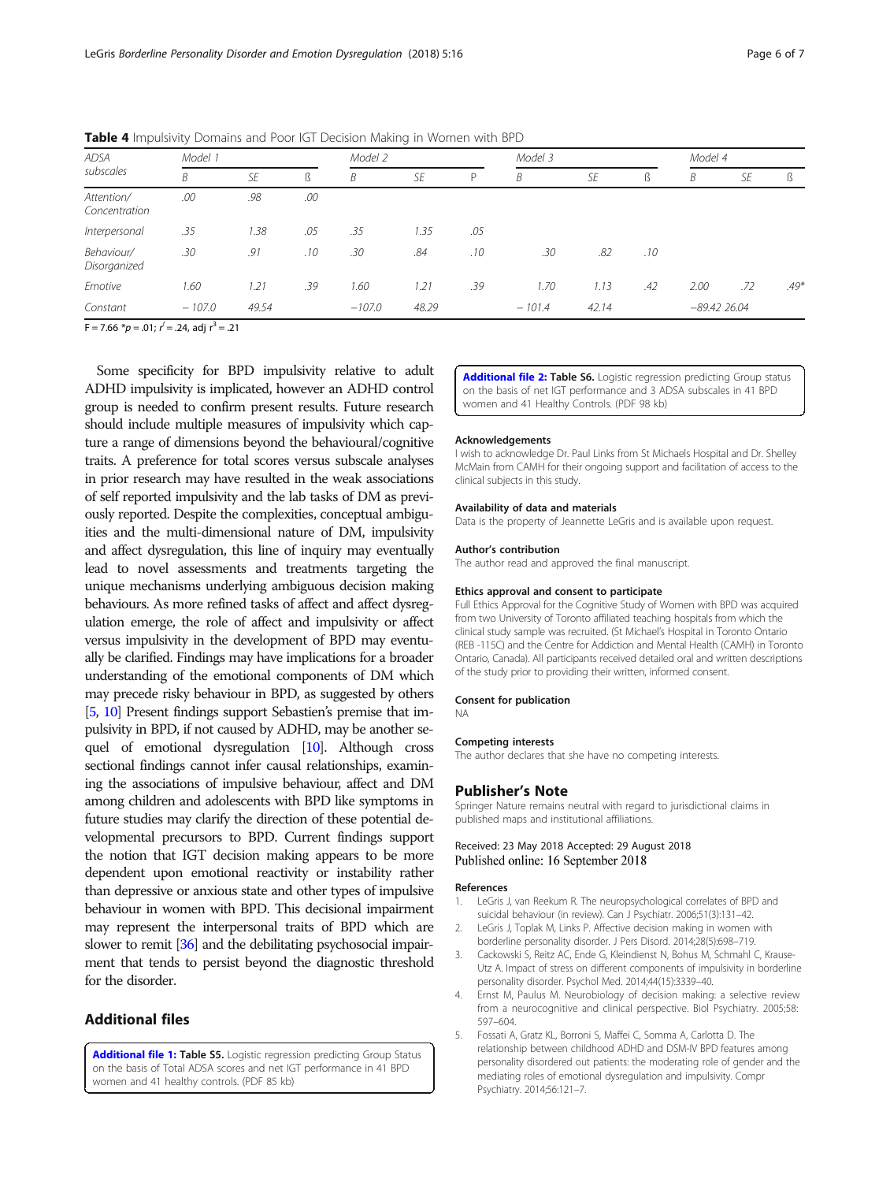**Table 4** Impulsivity Domains and Poor IGT Decision Making in Women with BPD

| ADSA subscales | Model 1 | | | Model 2 | | | Model 3 | | | Model 4 | | |
|---|---|---|---|---|---|---|---|---|---|---|---|---|
| | *B* | *SE* | *ß* | *B* | *SE* | *P* | *B* | *SE* | *ß* | *B* | *SE* | *ß* |
| *Attention/ Concentration* | *.00* | *.98* | *.00* | | | | | | | | | |
| *Interpersonal* | *.35* | *1.38* | *.05* | *.35* | *1.35* | *.05* | | | | | | |
| *Behaviour/ Disorganized* | *.30* | *.91* | *.10* | *.30* | *.84* | *.10* | *.30* | *.82* | *.10* | | | |
| *Emotive* | *1.60* | *1.21* | *.39* | *1.60* | *1.21* | *.39* | *1.70* | *1.13* | *.42* | *2.00* | *.72* | *.49\** |
| *Constant* | *−107.0* | *49.54* | | *−107.0* | *48.29* | | *−101.4* | *42.14* | | *−89.42* | *26.04* | |

F = 7.66 \*$p$ = .01; $r^2$ = .24, adj $r^3$ = .21

Some specificity for BPD impulsivity relative to adult ADHD impulsivity is implicated, however an ADHD control group is needed to confirm present results. Future research should include multiple measures of impulsivity which capture a range of dimensions beyond the behavioural/cognitive traits. A preference for total scores versus subscale analyses in prior research may have resulted in the weak associations of self reported impulsivity and the lab tasks of DM as previously reported. Despite the complexities, conceptual ambiguities and the multi-dimensional nature of DM, impulsivity and affect dysregulation, this line of inquiry may eventually lead to novel assessments and treatments targeting the unique mechanisms underlying ambiguous decision making behaviours. As more refined tasks of affect and affect dysregulation emerge, the role of affect and impulsivity or affect versus impulsivity in the development of BPD may eventually be clarified. Findings may have implications for a broader understanding of the emotional components of DM which may precede risky behaviour in BPD, as suggested by others [5, 10] Present findings support Sebastien's premise that impulsivity in BPD, if not caused by ADHD, may be another sequel of emotional dysregulation [10]. Although cross sectional findings cannot infer causal relationships, examining the associations of impulsive behaviour, affect and DM among children and adolescents with BPD like symptoms in future studies may clarify the direction of these potential developmental precursors to BPD. Current findings support the notion that IGT decision making appears to be more dependent upon emotional reactivity or instability rather than depressive or anxious state and other types of impulsive behaviour in women with BPD. This decisional impairment may represent the interpersonal traits of BPD which are slower to remit [36] and the debilitating psychosocial impairment that tends to persist beyond the diagnostic threshold for the disorder.

## Additional files

**Additional file 1: Table S5.** Logistic regression predicting Group Status on the basis of Total ADSA scores and net IGT performance in 41 BPD women and 41 healthy controls. (PDF 85 kb)

**Additional file 2: Table S6.** Logistic regression predicting Group status on the basis of net IGT performance and 3 ADSA subscales in 41 BPD women and 41 Healthy Controls. (PDF 98 kb)

#### Acknowledgements

I wish to acknowledge Dr. Paul Links from St Michaels Hospital and Dr. Shelley McMain from CAMH for their ongoing support and facilitation of access to the clinical subjects in this study.

#### Availability of data and materials

Data is the property of Jeannette LeGris and is available upon request.

#### Author's contribution

The author read and approved the final manuscript.

#### Ethics approval and consent to participate

Full Ethics Approval for the Cognitive Study of Women with BPD was acquired from two University of Toronto affiliated teaching hospitals from which the clinical study sample was recruited. (St Michael's Hospital in Toronto Ontario (REB -115C) and the Centre for Addiction and Mental Health (CAMH) in Toronto Ontario, Canada). All participants received detailed oral and written descriptions of the study prior to providing their written, informed consent.

#### Consent for publication

NA

#### Competing interests

The author declares that she have no competing interests.

## Publisher's Note

Springer Nature remains neutral with regard to jurisdictional claims in published maps and institutional affiliations.

Received: 23 May 2018 Accepted: 29 August 2018
Published online: 16 September 2018

#### References

1. LeGris J, van Reekum R. The neuropsychological correlates of BPD and suicidal behaviour (in review). Can J Psychiatr. 2006;51(3):131–42.
2. LeGris J, Toplak M, Links P. Affective decision making in women with borderline personality disorder. J Pers Disord. 2014;28(5):698–719.
3. Cackowski S, Reitz AC, Ende G, Kleindienst N, Bohus M, Schmahl C, Krause-Utz A. Impact of stress on different components of impulsivity in borderline personality disorder. Psychol Med. 2014;44(15):3339–40.
4. Ernst M, Paulus M. Neurobiology of decision making: a selective review from a neurocognitive and clinical perspective. Biol Psychiatry. 2005;58: 597–604.
5. Fossati A, Gratz KL, Borroni S, Maffei C, Somma A, Carlotta D. The relationship between childhood ADHD and DSM-IV BPD features among personality disordered out patients: the moderating role of gender and the mediating roles of emotional dysregulation and impulsivity. Compr Psychiatry. 2014;56:121–7.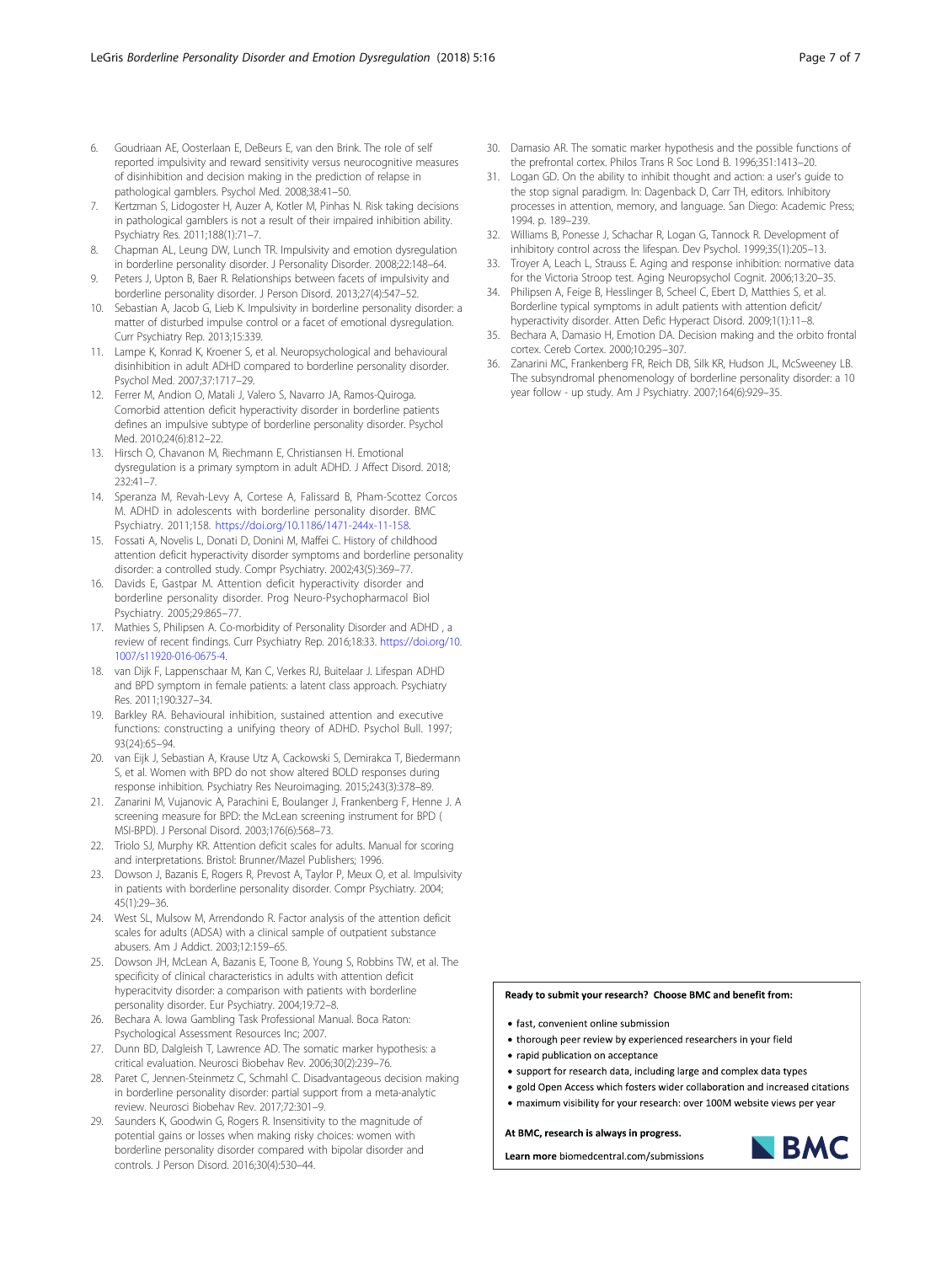6. Goudriaan AE, Oosterlaan E, DeBeurs E, van den Brink. The role of self reported impulsivity and reward sensitivity versus neurocognitive measures of disinhibition and decision making in the prediction of relapse in pathological gamblers. Psychol Med. 2008;38:41–50.
7. Kertzman S, Lidogoster H, Auzer A, Kotler M, Pinhas N. Risk taking decisions in pathological gamblers is not a result of their impaired inhibition ability. Psychiatry Res. 2011;188(1):71–7.
8. Chapman AL, Leung DW, Lunch TR. Impulsivity and emotion dysregulation in borderline personality disorder. J Personality Disorder. 2008;22:148–64.
9. Peters J, Upton B, Baer R. Relationships between facets of impulsivity and borderline personality disorder. J Person Disord. 2013;27(4):547–52.
10. Sebastian A, Jacob G, Lieb K. Impulsivity in borderline personality disorder: a matter of disturbed impulse control or a facet of emotional dysregulation. Curr Psychiatry Rep. 2013;15:339.
11. Lampe K, Konrad K, Kroener S, et al. Neuropsychological and behavioural disinhibition in adult ADHD compared to borderline personality disorder. Psychol Med. 2007;37:1717–29.
12. Ferrer M, Andion O, Matali J, Valero S, Navarro JA, Ramos-Quiroga. Comorbid attention deficit hyperactivity disorder in borderline patients defines an impulsive subtype of borderline personality disorder. Psychol Med. 2010;24(6):812–22.
13. Hirsch O, Chavanon M, Riechmann E, Christiansen H. Emotional dysregulation is a primary symptom in adult ADHD. J Affect Disord. 2018; 232:41–7.
14. Speranza M, Revah-Levy A, Cortese A, Falissard B, Pham-Scottez Corcos M. ADHD in adolescents with borderline personality disorder. BMC Psychiatry. 2011;158. https://doi.org/10.1186/1471-244x-11-158.
15. Fossati A, Novelis L, Donati D, Donini M, Maffei C. History of childhood attention deficit hyperactivity disorder symptoms and borderline personality disorder: a controlled study. Compr Psychiatry. 2002;43(5):369–77.
16. Davids E, Gastpar M. Attention deficit hyperactivity disorder and borderline personality disorder. Prog Neuro-Psychopharmacol Biol Psychiatry. 2005;29:865–77.
17. Mathies S, Philipsen A. Co-morbidity of Personality Disorder and ADHD , a review of recent findings. Curr Psychiatry Rep. 2016;18:33. https://doi.org/10.1007/s11920-016-0675-4.
18. van Dijk F, Lappenschaar M, Kan C, Verkes RJ, Buitelaar J. Lifespan ADHD and BPD symptom in female patients: a latent class approach. Psychiatry Res. 2011;190:327–34.
19. Barkley RA. Behavioural inhibition, sustained attention and executive functions: constructing a unifying theory of ADHD. Psychol Bull. 1997; 93(24):65–94.
20. van Eijk J, Sebastian A, Krause Utz A, Cackowski S, Demirakca T, Biedermann S, et al. Women with BPD do not show altered BOLD responses during response inhibition. Psychiatry Res Neuroimaging. 2015;243(3):378–89.
21. Zanarini M, Vujanovic A, Parachini E, Boulanger J, Frankenberg F, Henne J. A screening measure for BPD: the McLean screening instrument for BPD ( MSI-BPD). J Personal Disord. 2003;176(6):568–73.
22. Triolo SJ, Murphy KR. Attention deficit scales for adults. Manual for scoring and interpretations. Bristol: Brunner/Mazel Publishers; 1996.
23. Dowson J, Bazanis E, Rogers R, Prevost A, Taylor P, Meux O, et al. Impulsivity in patients with borderline personality disorder. Compr Psychiatry. 2004; 45(1):29–36.
24. West SL, Mulsow M, Arrendondo R. Factor analysis of the attention deficit scales for adults (ADSA) with a clinical sample of outpatient substance abusers. Am J Addict. 2003;12:159–65.
25. Dowson JH, McLean A, Bazanis E, Toone B, Young S, Robbins TW, et al. The specificity of clinical characteristics in adults with attention deficit hyperacitvity disorder: a comparison with patients with borderline personality disorder. Eur Psychiatry. 2004;19:72–8.
26. Bechara A. Iowa Gambling Task Professional Manual. Boca Raton: Psychological Assessment Resources Inc; 2007.
27. Dunn BD, Dalgleish T, Lawrence AD. The somatic marker hypothesis: a critical evaluation. Neurosci Biobehav Rev. 2006;30(2):239–76.
28. Paret C, Jennen-Steinmetz C, Schmahl C. Disadvantageous decision making in borderline personality disorder: partial support from a meta-analytic review. Neurosci Biobehav Rev. 2017;72:301–9.
29. Saunders K, Goodwin G, Rogers R. Insensitivity to the magnitude of potential gains or losses when making risky choices: women with borderline personality disorder compared with bipolar disorder and controls. J Person Disord. 2016;30(4):530–44.
30. Damasio AR. The somatic marker hypothesis and the possible functions of the prefrontal cortex. Philos Trans R Soc Lond B. 1996;351:1413–20.
31. Logan GD. On the ability to inhibit thought and action: a user's guide to the stop signal paradigm. In: Dagenback D, Carr TH, editors. Inhibitory processes in attention, memory, and language. San Diego: Academic Press; 1994. p. 189–239.
32. Williams B, Ponesse J, Schachar R, Logan G, Tannock R. Development of inhibitory control across the lifespan. Dev Psychol. 1999;35(1):205–13.
33. Troyer A, Leach L, Strauss E. Aging and response inhibition: normative data for the Victoria Stroop test. Aging Neuropsychol Cognit. 2006;13:20–35.
34. Philipsen A, Feige B, Hesslinger B, Scheel C, Ebert D, Matthies S, et al. Borderline typical symptoms in adult patients with attention deficit/ hyperactivity disorder. Atten Defic Hyperact Disord. 2009;1(1):11–8.
35. Bechara A, Damasio H, Emotion DA. Decision making and the orbito frontal cortex. Cereb Cortex. 2000;10:295–307.
36. Zanarini MC, Frankenberg FR, Reich DB, Silk KR, Hudson JL, McSweeney LB. The subsyndromal phenomenology of borderline personality disorder: a 10 year follow - up study. Am J Psychiatry. 2007;164(6):929–35.

**Ready to submit your research? Choose BMC and benefit from:**

- fast, convenient online submission
- thorough peer review by experienced researchers in your field
- rapid publication on acceptance
- support for research data, including large and complex data types
- gold Open Access which fosters wider collaboration and increased citations
- maximum visibility for your research: over 100M website views per year

**At BMC, research is always in progress.**

**Learn more** biomedcentral.com/submissions

BMC